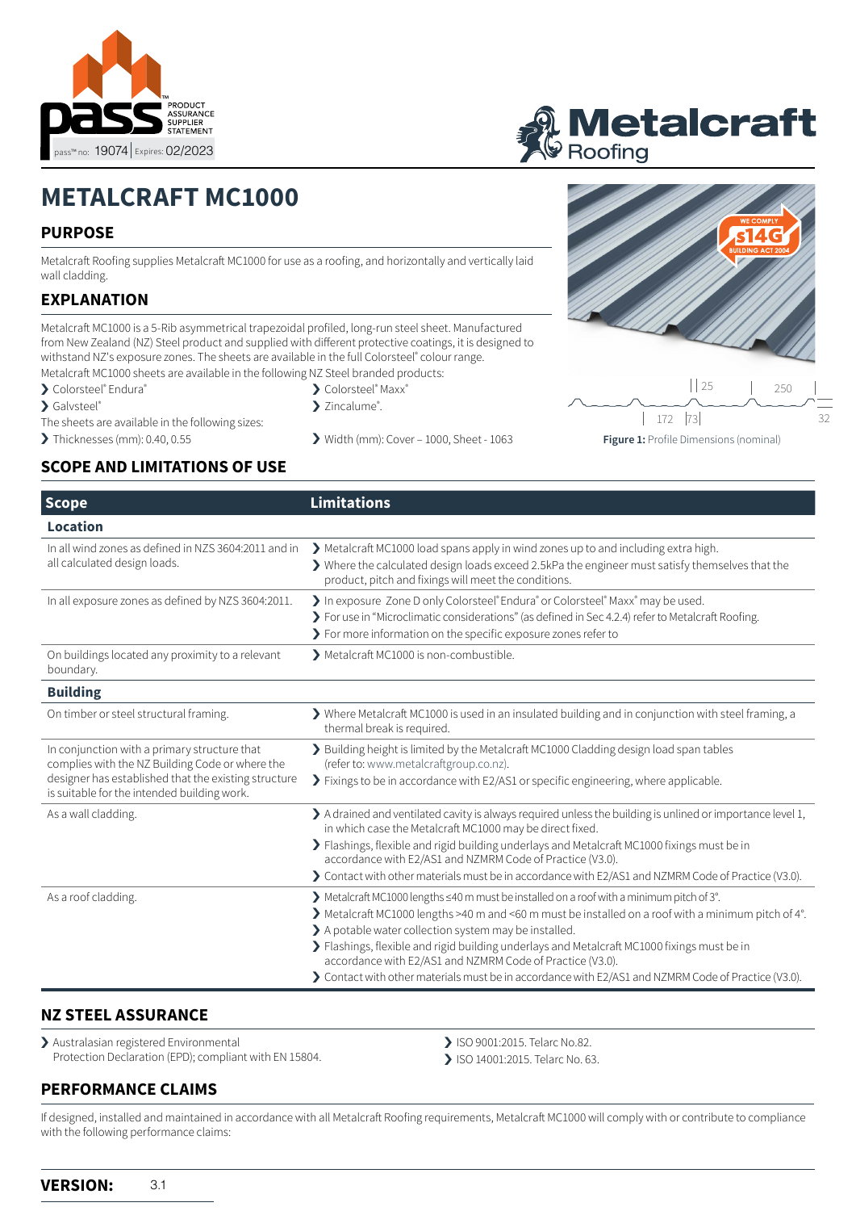pass™ PRODUCT ASSURANCE SUPPLIER STATEMENT

pass™ no: 19074 | Expires: 02/2023

Metalcraft Roofing

# METALCRAFT MC1000

## PURPOSE

Metalcraft Roofing supplies Metalcraft MC1000 for use as a roofing, and horizontally and vertically laid wall cladding.

## EXPLANATION

Metalcraft MC1000 is a 5-Rib asymmetrical trapezoidal profiled, long-run steel sheet. Manufactured from New Zealand (NZ) Steel product and supplied with different protective coatings, it is designed to withstand NZ's exposure zones. The sheets are available in the full Colorsteel® colour range.

Metalcraft MC1000 sheets are available in the following NZ Steel branded products:

- Colorsteel® Endura®
- Galvsteel®
- Colorsteel® Maxx®
- Zincalume®.

The sheets are available in the following sizes:

- Thicknesses (mm): 0.40, 0.55
- Width (mm): Cover – 1000, Sheet - 1063

WE COMPLY s14G BUILDING ACT 2004

25 250 172 73 32

**Figure 1:** Profile Dimensions (nominal)

## SCOPE AND LIMITATIONS OF USE

| Scope | Limitations |
|---|---|
| **Location** | |
| In all wind zones as defined in NZS 3604:2011 and in all calculated design loads. | ❯ Metalcraft MC1000 load spans apply in wind zones up to and including extra high.<br>❯ Where the calculated design loads exceed 2.5kPa the engineer must satisfy themselves that the product, pitch and fixings will meet the conditions. |
| In all exposure zones as defined by NZS 3604:2011. | ❯ In exposure Zone D only Colorsteel® Endura® or Colorsteel® Maxx® may be used.<br>❯ For use in "Microclimatic considerations" (as defined in Sec 4.2.4) refer to Metalcraft Roofing.<br>❯ For more information on the specific exposure zones refer to |
| On buildings located any proximity to a relevant boundary. | ❯ Metalcraft MC1000 is non-combustible. |
| **Building** | |
| On timber or steel structural framing. | ❯ Where Metalcraft MC1000 is used in an insulated building and in conjunction with steel framing, a thermal break is required. |
| In conjunction with a primary structure that complies with the NZ Building Code or where the designer has established that the existing structure is suitable for the intended building work. | ❯ Building height is limited by the Metalcraft MC1000 Cladding design load span tables (refer to: www.metalcraftgroup.co.nz).<br>❯ Fixings to be in accordance with E2/AS1 or specific engineering, where applicable. |
| As a wall cladding. | ❯ A drained and ventilated cavity is always required unless the building is unlined or importance level 1, in which case the Metalcraft MC1000 may be direct fixed.<br>❯ Flashings, flexible and rigid building underlays and Metalcraft MC1000 fixings must be in accordance with E2/AS1 and NZMRM Code of Practice (V3.0).<br>❯ Contact with other materials must be in accordance with E2/AS1 and NZMRM Code of Practice (V3.0). |
| As a roof cladding. | ❯ Metalcraft MC1000 lengths ≤40 m must be installed on a roof with a minimum pitch of 3°.<br>❯ Metalcraft MC1000 lengths >40 m and <60 m must be installed on a roof with a minimum pitch of 4°.<br>❯ A potable water collection system may be installed.<br>❯ Flashings, flexible and rigid building underlays and Metalcraft MC1000 fixings must be in accordance with E2/AS1 and NZMRM Code of Practice (V3.0).<br>❯ Contact with other materials must be in accordance with E2/AS1 and NZMRM Code of Practice (V3.0). |

## NZ STEEL ASSURANCE

- Australasian registered Environmental Protection Declaration (EPD); compliant with EN 15804.
- ISO 9001:2015. Telarc No.82.
- ISO 14001:2015. Telarc No. 63.

## PERFORMANCE CLAIMS

If designed, installed and maintained in accordance with all Metalcraft Roofing requirements, Metalcraft MC1000 will comply with or contribute to compliance with the following performance claims:

**VERSION:** 3.1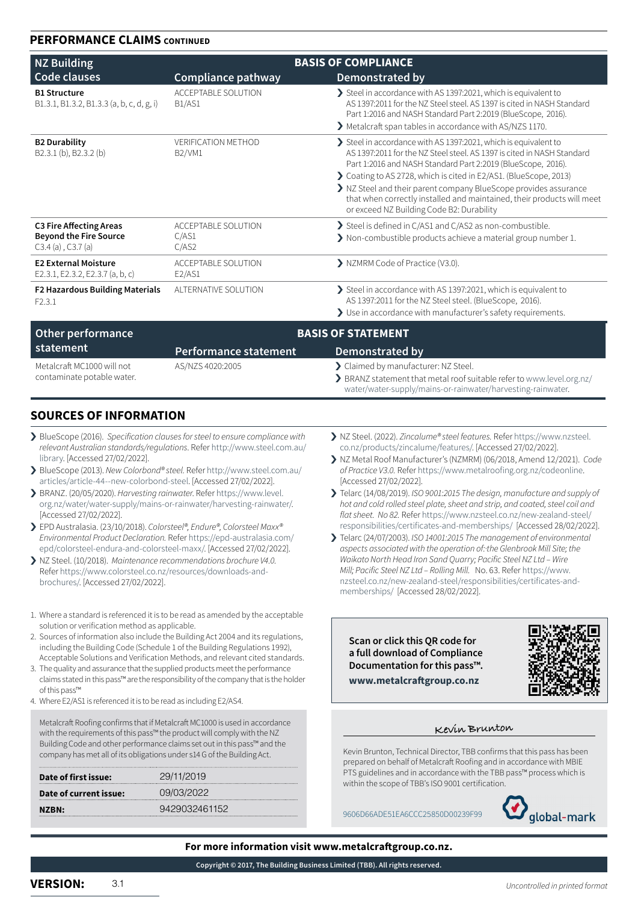## PERFORMANCE CLAIMS CONTINUED

| NZ Building Code clauses | BASIS OF COMPLIANCE Compliance pathway | Demonstrated by |
|---|---|---|
| **B1 Structure** B1.3.1, B1.3.2, B1.3.3 (a, b, c, d, g, i) | ACCEPTABLE SOLUTION B1/AS1 | ❯ Steel in accordance with AS 1397:2021, which is equivalent to AS 1397:2011 for the NZ Steel steel. AS 1397 is cited in NASH Standard Part 1:2016 and NASH Standard Part 2:2019 (BlueScope, 2016). ❯ Metalcraft span tables in accordance with AS/NZS 1170. |
| **B2 Durability** B2.3.1 (b), B2.3.2 (b) | VERIFICATION METHOD B2/VM1 | ❯ Steel in accordance with AS 1397:2021, which is equivalent to AS 1397:2011 for the NZ Steel steel. AS 1397 is cited in NASH Standard Part 1:2016 and NASH Standard Part 2:2019 (BlueScope, 2016). ❯ Coating to AS 2728, which is cited in E2/AS1. (BlueScope, 2013) ❯ NZ Steel and their parent company BlueScope provides assurance that when correctly installed and maintained, their products will meet or exceed NZ Building Code B2: Durability |
| **C3 Fire Affecting Areas Beyond the Fire Source** C3.4 (a) , C3.7 (a) | ACCEPTABLE SOLUTION C/AS1 C/AS2 | ❯ Steel is defined in C/AS1 and C/AS2 as non-combustible. ❯ Non-combustible products achieve a material group number 1. |
| **E2 External Moisture** E2.3.1, E2.3.2, E2.3.7 (a, b, c) | ACCEPTABLE SOLUTION E2/AS1 | ❯ NZMRM Code of Practice (V3.0). |
| **F2 Hazardous Building Materials** F2.3.1 | ALTERNATIVE SOLUTION | ❯ Steel in accordance with AS 1397:2021, which is equivalent to AS 1397:2011 for the NZ Steel steel. (BlueScope, 2016). ❯ Use in accordance with manufacturer's safety requirements. |

| Other performance statement | BASIS OF STATEMENT Performance statement | Demonstrated by |
|---|---|---|
| Metalcraft MC1000 will not contaminate potable water. | AS/NZS 4020:2005 | ❯ Claimed by manufacturer: NZ Steel. ❯ BRANZ statement that metal roof suitable refer to www.level.org.nz/water/water-supply/mains-or-rainwater/harvesting-rainwater. |

## SOURCES OF INFORMATION

- BlueScope (2016). *Specification clauses for steel to ensure compliance with relevant Australian standards/regulations*. Refer http://www.steel.com.au/library. [Accessed 27/02/2022].
- BlueScope (2013). *New Colorbond® steel*. Refer http://www.steel.com.au/articles/article-44--new-colorbond-steel. [Accessed 27/02/2022].
- BRANZ. (20/05/2020). *Harvesting rainwater*. Refer https://www.level.org.nz/water/water-supply/mains-or-rainwater/harvesting-rainwater/. [Accessed 27/02/2022].
- EPD Australasia. (23/10/2018). *Colorsteel®, Endure®, Colorsteel Maxx® Environmental Product Declaration*. Refer https://epd-australasia.com/epd/colorsteel-endura-and-colorsteel-maxx/. [Accessed 27/02/2022].
- NZ Steel. (10/2018). *Maintenance recommendations brochure V4.0*. Refer https://www.colorsteel.co.nz/resources/downloads-and-brochures/. [Accessed 27/02/2022].
- NZ Steel. (2022). *Zincalume® steel features*. Refer https://www.nzsteel.co.nz/products/zincalume/features/. [Accessed 27/02/2022].
- NZ Metal Roof Manufacturer's (NZMRM) (06/2018, Amend 12/2021). *Code of Practice V3.0*. Refer https://www.metalroofing.org.nz/codeonline. [Accessed 27/02/2022].
- Telarc (14/08/2019). *ISO 9001:2015 The design, manufacture and supply of hot and cold rolled steel plate, sheet and strip, and coated, steel coil and flat sheet. No 82*. Refer https://www.nzsteel.co.nz/new-zealand-steel/responsibilities/certificates-and-memberships/ [Accessed 28/02/2022].
- Telarc (24/07/2003). *ISO 14001:2015 The management of environmental aspects associated with the operation of:-the Glenbrook Mill Site; the Waikato North Head Iron Sand Quarry; Pacific Steel NZ Ltd – Wire Mill; Pacific Steel NZ Ltd – Rolling Mill.* No. 63. Refer https://www.nzsteel.co.nz/new-zealand-steel/responsibilities/certificates-and-memberships/ [Accessed 28/02/2022].

1. Where a standard is referenced it is to be read as amended by the acceptable solution or verification method as applicable.
2. Sources of information also include the Building Act 2004 and its regulations, including the Building Code (Schedule 1 of the Building Regulations 1992), Acceptable Solutions and Verification Methods, and relevant cited standards.
3. The quality and assurance that the supplied products meet the performance claims stated in this pass™ are the responsibility of the company that is the holder of this pass™
4. Where E2/AS1 is referenced it is to be read as including E2/AS4.

Metalcraft Roofing confirms that if Metalcraft MC1000 is used in accordance with the requirements of this pass™ the product will comply with the NZ Building Code and other performance claims set out in this pass™ and the company has met all of its obligations under s14 G of the Building Act.

| | |
|---|---|
| **Date of first issue:** | 29/11/2019 |
| **Date of current issue:** | 09/03/2022 |
| **NZBN:** | 9429032461152 |

**Scan or click this QR code for a full download of Compliance Documentation for this pass™.**
**www.metalcraftgroup.co.nz**

Kevin Brunton

Kevin Brunton, Technical Director, TBB confirms that this pass has been prepared on behalf of Metalcraft Roofing and in accordance with MBIE PTS guidelines and in accordance with the TBB pass™ process which is within the scope of TBB's ISO 9001 certification.

9606D66ADE51EA6CCC25850D00239F99

global-mark

**For more information visit www.metalcraftgroup.co.nz.**

Copyright © 2017, The Building Business Limited (TBB). All rights reserved.

**VERSION:** 3.1

*Uncontrolled in printed format*